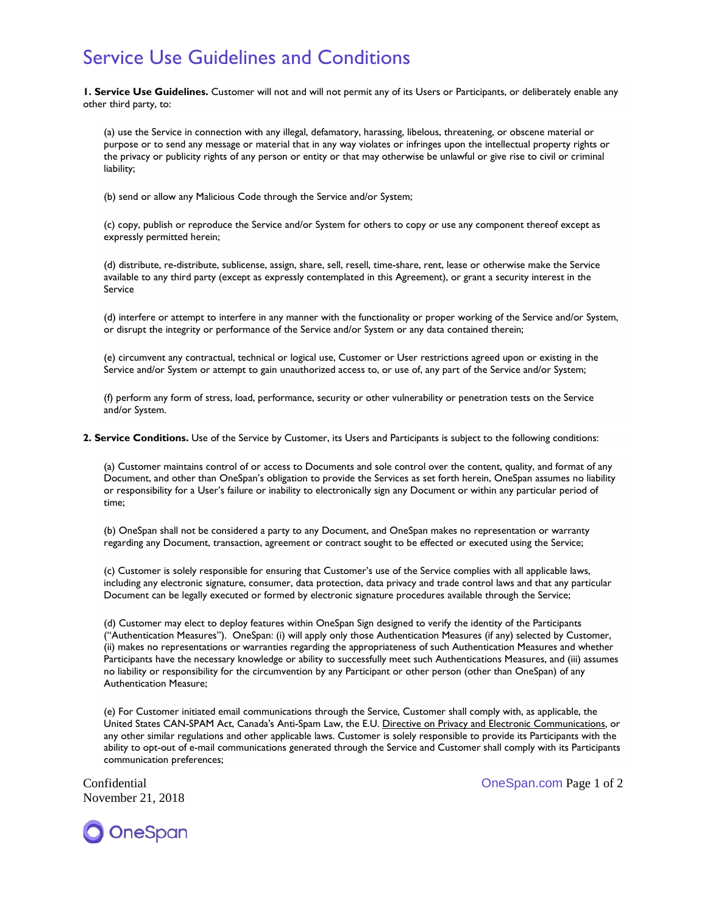# Service Use Guidelines and Conditions

**1. Service Use Guidelines.** Customer will not and will not permit any of its Users or Participants, or deliberately enable any other third party, to:

(a) use the Service in connection with any illegal, defamatory, harassing, libelous, threatening, or obscene material or purpose or to send any message or material that in any way violates or infringes upon the intellectual property rights or the privacy or publicity rights of any person or entity or that may otherwise be unlawful or give rise to civil or criminal liability;

(b) send or allow any Malicious Code through the Service and/or System;

(c) copy, publish or reproduce the Service and/or System for others to copy or use any component thereof except as expressly permitted herein;

(d) distribute, re-distribute, sublicense, assign, share, sell, resell, time-share, rent, lease or otherwise make the Service available to any third party (except as expressly contemplated in this Agreement), or grant a security interest in the Service

(d) interfere or attempt to interfere in any manner with the functionality or proper working of the Service and/or System, or disrupt the integrity or performance of the Service and/or System or any data contained therein;

(e) circumvent any contractual, technical or logical use, Customer or User restrictions agreed upon or existing in the Service and/or System or attempt to gain unauthorized access to, or use of, any part of the Service and/or System;

(f) perform any form of stress, load, performance, security or other vulnerability or penetration tests on the Service and/or System.

**2. Service Conditions.** Use of the Service by Customer, its Users and Participants is subject to the following conditions:

(a) Customer maintains control of or access to Documents and sole control over the content, quality, and format of any Document, and other than OneSpan's obligation to provide the Services as set forth herein, OneSpan assumes no liability or responsibility for a User's failure or inability to electronically sign any Document or within any particular period of time;

(b) OneSpan shall not be considered a party to any Document, and OneSpan makes no representation or warranty regarding any Document, transaction, agreement or contract sought to be effected or executed using the Service;

(c) Customer is solely responsible for ensuring that Customer's use of the Service complies with all applicable laws, including any electronic signature, consumer, data protection, data privacy and trade control laws and that any particular Document can be legally executed or formed by electronic signature procedures available through the Service;

(d) Customer may elect to deploy features within OneSpan Sign designed to verify the identity of the Participants ("Authentication Measures"). OneSpan: (i) will apply only those Authentication Measures (if any) selected by Customer, (ii) makes no representations or warranties regarding the appropriateness of such Authentication Measures and whether Participants have the necessary knowledge or ability to successfully meet such Authentications Measures, and (iii) assumes no liability or responsibility for the circumvention by any Participant or other person (other than OneSpan) of any Authentication Measure;

(e) For Customer initiated email communications through the Service, Customer shall comply with, as applicable, the United States CAN-SPAM Act, Canada's Anti-Spam Law, the E.U. Directive on Privacy and Electronic Communications, or any other similar regulations and other applicable laws. Customer is solely responsible to provide its Participants with the ability to opt-out of e-mail communications generated through the Service and Customer shall comply with its Participants communication preferences;

Confidential
November 21, 2018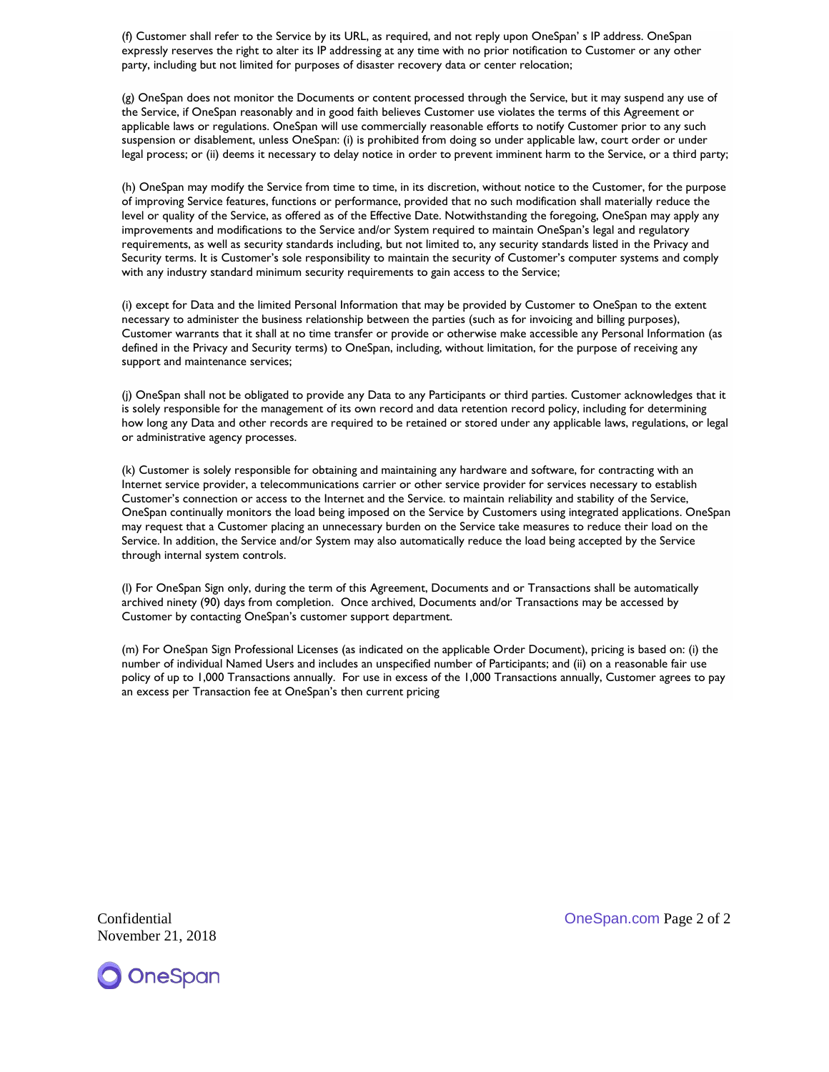(f) Customer shall refer to the Service by its URL, as required, and not reply upon OneSpan' s IP address. OneSpan expressly reserves the right to alter its IP addressing at any time with no prior notification to Customer or any other party, including but not limited for purposes of disaster recovery data or center relocation;

(g) OneSpan does not monitor the Documents or content processed through the Service, but it may suspend any use of the Service, if OneSpan reasonably and in good faith believes Customer use violates the terms of this Agreement or applicable laws or regulations. OneSpan will use commercially reasonable efforts to notify Customer prior to any such suspension or disablement, unless OneSpan: (i) is prohibited from doing so under applicable law, court order or under legal process; or (ii) deems it necessary to delay notice in order to prevent imminent harm to the Service, or a third party;

(h) OneSpan may modify the Service from time to time, in its discretion, without notice to the Customer, for the purpose of improving Service features, functions or performance, provided that no such modification shall materially reduce the level or quality of the Service, as offered as of the Effective Date. Notwithstanding the foregoing, OneSpan may apply any improvements and modifications to the Service and/or System required to maintain OneSpan's legal and regulatory requirements, as well as security standards including, but not limited to, any security standards listed in the Privacy and Security terms. It is Customer's sole responsibility to maintain the security of Customer's computer systems and comply with any industry standard minimum security requirements to gain access to the Service;

(i) except for Data and the limited Personal Information that may be provided by Customer to OneSpan to the extent necessary to administer the business relationship between the parties (such as for invoicing and billing purposes), Customer warrants that it shall at no time transfer or provide or otherwise make accessible any Personal Information (as defined in the Privacy and Security terms) to OneSpan, including, without limitation, for the purpose of receiving any support and maintenance services;

(j) OneSpan shall not be obligated to provide any Data to any Participants or third parties. Customer acknowledges that it is solely responsible for the management of its own record and data retention record policy, including for determining how long any Data and other records are required to be retained or stored under any applicable laws, regulations, or legal or administrative agency processes.

(k) Customer is solely responsible for obtaining and maintaining any hardware and software, for contracting with an Internet service provider, a telecommunications carrier or other service provider for services necessary to establish Customer's connection or access to the Internet and the Service. to maintain reliability and stability of the Service, OneSpan continually monitors the load being imposed on the Service by Customers using integrated applications. OneSpan may request that a Customer placing an unnecessary burden on the Service take measures to reduce their load on the Service. In addition, the Service and/or System may also automatically reduce the load being accepted by the Service through internal system controls.

(l) For OneSpan Sign only, during the term of this Agreement, Documents and or Transactions shall be automatically archived ninety (90) days from completion. Once archived, Documents and/or Transactions may be accessed by Customer by contacting OneSpan's customer support department.

(m) For OneSpan Sign Professional Licenses (as indicated on the applicable Order Document), pricing is based on: (i) the number of individual Named Users and includes an unspecified number of Participants; and (ii) on a reasonable fair use policy of up to 1,000 Transactions annually. For use in excess of the 1,000 Transactions annually, Customer agrees to pay an excess per Transaction fee at OneSpan's then current pricing